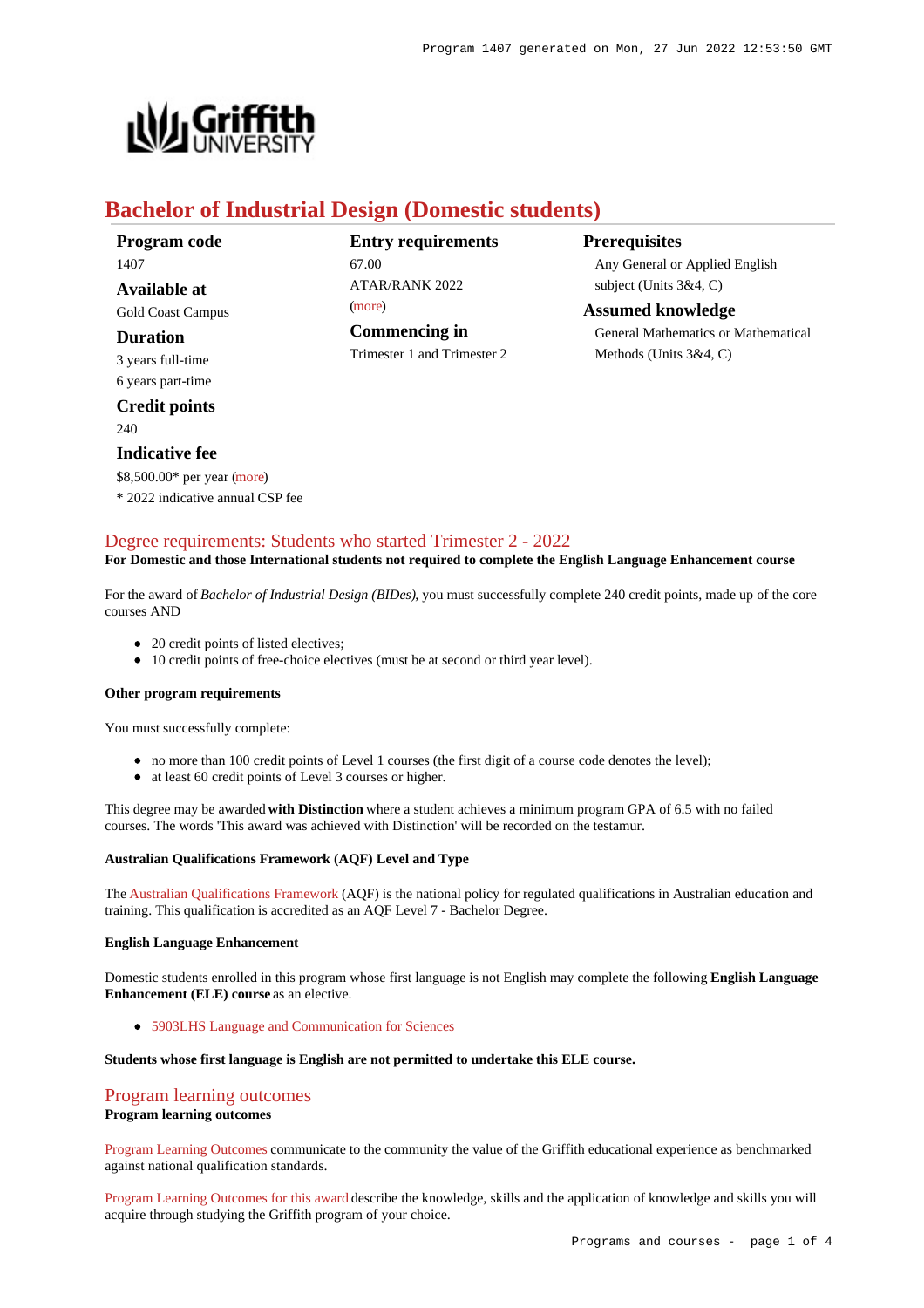# Bachelor of Industrial Design (Domestic students)

**Program code**
1407

**Available at**
Gold Coast Campus

**Duration**
3 years full-time
6 years part-time

**Credit points**
240

**Indicative fee**
$8,500.00* per year (more)
* 2022 indicative annual CSP fee

**Entry requirements**
67.00
ATAR/RANK 2022
(more)

**Commencing in**
Trimester 1 and Trimester 2

**Prerequisites**
Any General or Applied English subject (Units 3&4, C)

**Assumed knowledge**
General Mathematics or Mathematical Methods (Units 3&4, C)

## Degree requirements: Students who started Trimester 2 - 2022

**For Domestic and those International students not required to complete the English Language Enhancement course**

For the award of *Bachelor of Industrial Design (BIDes)*, you must successfully complete 240 credit points, made up of the core courses AND

- 20 credit points of listed electives;
- 10 credit points of free-choice electives (must be at second or third year level).

#### Other program requirements

You must successfully complete:

- no more than 100 credit points of Level 1 courses (the first digit of a course code denotes the level);
- at least 60 credit points of Level 3 courses or higher.

This degree may be awarded **with Distinction** where a student achieves a minimum program GPA of 6.5 with no failed courses. The words 'This award was achieved with Distinction' will be recorded on the testamur.

#### Australian Qualifications Framework (AQF) Level and Type

The Australian Qualifications Framework (AQF) is the national policy for regulated qualifications in Australian education and training. This qualification is accredited as an AQF Level 7 - Bachelor Degree.

#### English Language Enhancement

Domestic students enrolled in this program whose first language is not English may complete the following **English Language Enhancement (ELE) course** as an elective.

- 5903LHS Language and Communication for Sciences

**Students whose first language is English are not permitted to undertake this ELE course.**

## Program learning outcomes

**Program learning outcomes**

Program Learning Outcomes communicate to the community the value of the Griffith educational experience as benchmarked against national qualification standards.

Program Learning Outcomes for this award describe the knowledge, skills and the application of knowledge and skills you will acquire through studying the Griffith program of your choice.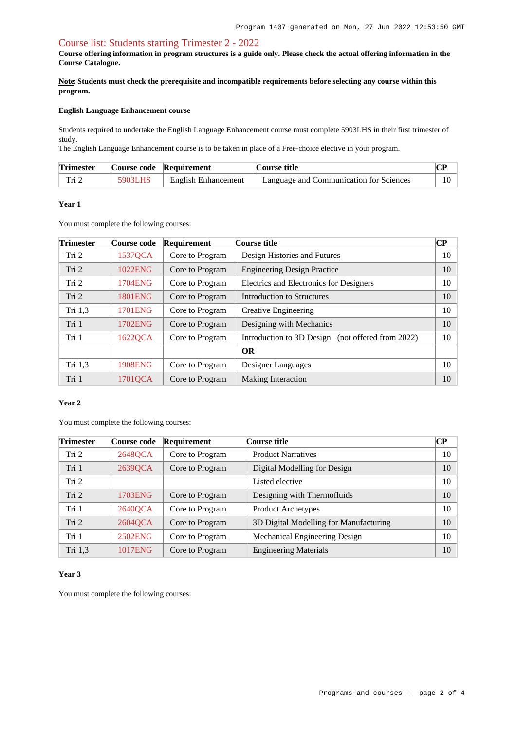## Course list: Students starting Trimester 2 - 2022

**Course offering information in program structures is a guide only. Please check the actual offering information in the Course Catalogue.**

**Note: Students must check the prerequisite and incompatible requirements before selecting any course within this program.**

#### English Language Enhancement course

Students required to undertake the English Language Enhancement course must complete 5903LHS in their first trimester of study.
The English Language Enhancement course is to be taken in place of a Free-choice elective in your program.

| Trimester | Course code | Requirement | Course title | CP |
|---|---|---|---|---|
| Tri 2 | 5903LHS | English Enhancement | Language and Communication for Sciences | 10 |

#### Year 1

You must complete the following courses:

| Trimester | Course code | Requirement | Course title | CP |
|---|---|---|---|---|
| Tri 2 | 1537QCA | Core to Program | Design Histories and Futures | 10 |
| Tri 2 | 1022ENG | Core to Program | Engineering Design Practice | 10 |
| Tri 2 | 1704ENG | Core to Program | Electrics and Electronics for Designers | 10 |
| Tri 2 | 1801ENG | Core to Program | Introduction to Structures | 10 |
| Tri 1,3 | 1701ENG | Core to Program | Creative Engineering | 10 |
| Tri 1 | 1702ENG | Core to Program | Designing with Mechanics | 10 |
| Tri 1 | 1622QCA | Core to Program | Introduction to 3D Design (not offered from 2022) | 10 |
| | | | **OR** | |
| Tri 1,3 | 1908ENG | Core to Program | Designer Languages | 10 |
| Tri 1 | 1701QCA | Core to Program | Making Interaction | 10 |

#### Year 2

You must complete the following courses:

| Trimester | Course code | Requirement | Course title | CP |
|---|---|---|---|---|
| Tri 2 | 2648QCA | Core to Program | Product Narratives | 10 |
| Tri 1 | 2639QCA | Core to Program | Digital Modelling for Design | 10 |
| Tri 2 | | | Listed elective | 10 |
| Tri 2 | 1703ENG | Core to Program | Designing with Thermofluids | 10 |
| Tri 1 | 2640QCA | Core to Program | Product Archetypes | 10 |
| Tri 2 | 2604QCA | Core to Program | 3D Digital Modelling for Manufacturing | 10 |
| Tri 1 | 2502ENG | Core to Program | Mechanical Engineering Design | 10 |
| Tri 1,3 | 1017ENG | Core to Program | Engineering Materials | 10 |

#### Year 3

You must complete the following courses: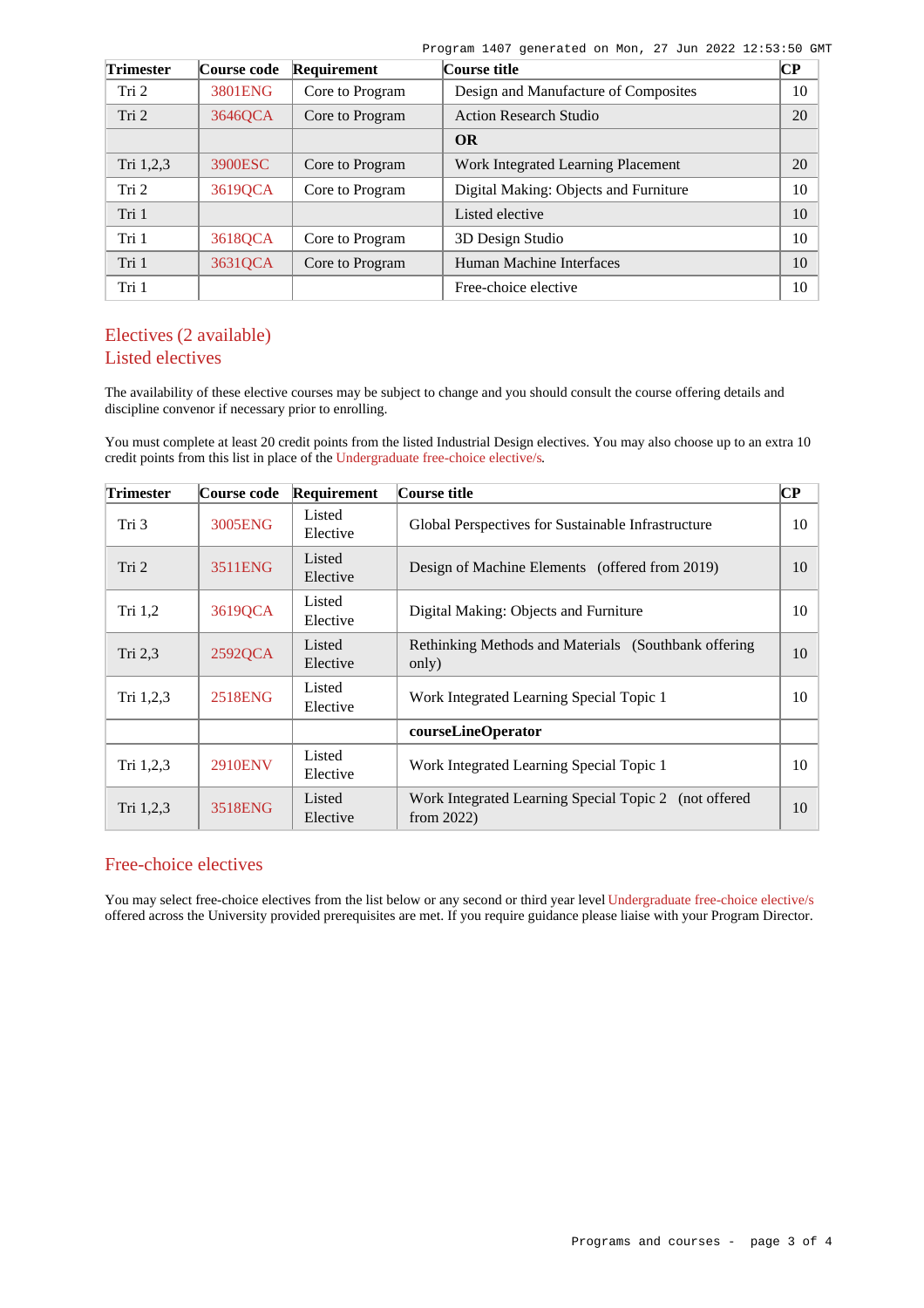| Trimester | Course code | Requirement | Course title | CP |
| --- | --- | --- | --- | --- |
| Tri 2 | 3801ENG | Core to Program | Design and Manufacture of Composites | 10 |
| Tri 2 | 3646QCA | Core to Program | Action Research Studio | 20 |
| | | | **OR** | |
| Tri 1,2,3 | 3900ESC | Core to Program | Work Integrated Learning Placement | 20 |
| Tri 2 | 3619QCA | Core to Program | Digital Making: Objects and Furniture | 10 |
| Tri 1 | | | Listed elective | 10 |
| Tri 1 | 3618QCA | Core to Program | 3D Design Studio | 10 |
| Tri 1 | 3631QCA | Core to Program | Human Machine Interfaces | 10 |
| Tri 1 | | | Free-choice elective | 10 |

## Electives (2 available)

## Listed electives

The availability of these elective courses may be subject to change and you should consult the course offering details and discipline convenor if necessary prior to enrolling.

You must complete at least 20 credit points from the listed Industrial Design electives. You may also choose up to an extra 10 credit points from this list in place of the Undergraduate free-choice elective/s.

| Trimester | Course code | Requirement | Course title | CP |
| --- | --- | --- | --- | --- |
| Tri 3 | 3005ENG | Listed Elective | Global Perspectives for Sustainable Infrastructure | 10 |
| Tri 2 | 3511ENG | Listed Elective | Design of Machine Elements (offered from 2019) | 10 |
| Tri 1,2 | 3619QCA | Listed Elective | Digital Making: Objects and Furniture | 10 |
| Tri 2,3 | 2592QCA | Listed Elective | Rethinking Methods and Materials (Southbank offering only) | 10 |
| Tri 1,2,3 | 2518ENG | Listed Elective | Work Integrated Learning Special Topic 1 | 10 |
| | | | **courseLineOperator** | |
| Tri 1,2,3 | 2910ENV | Listed Elective | Work Integrated Learning Special Topic 1 | 10 |
| Tri 1,2,3 | 3518ENG | Listed Elective | Work Integrated Learning Special Topic 2 (not offered from 2022) | 10 |

## Free-choice electives

You may select free-choice electives from the list below or any second or third year level Undergraduate free-choice elective/s offered across the University provided prerequisites are met. If you require guidance please liaise with your Program Director.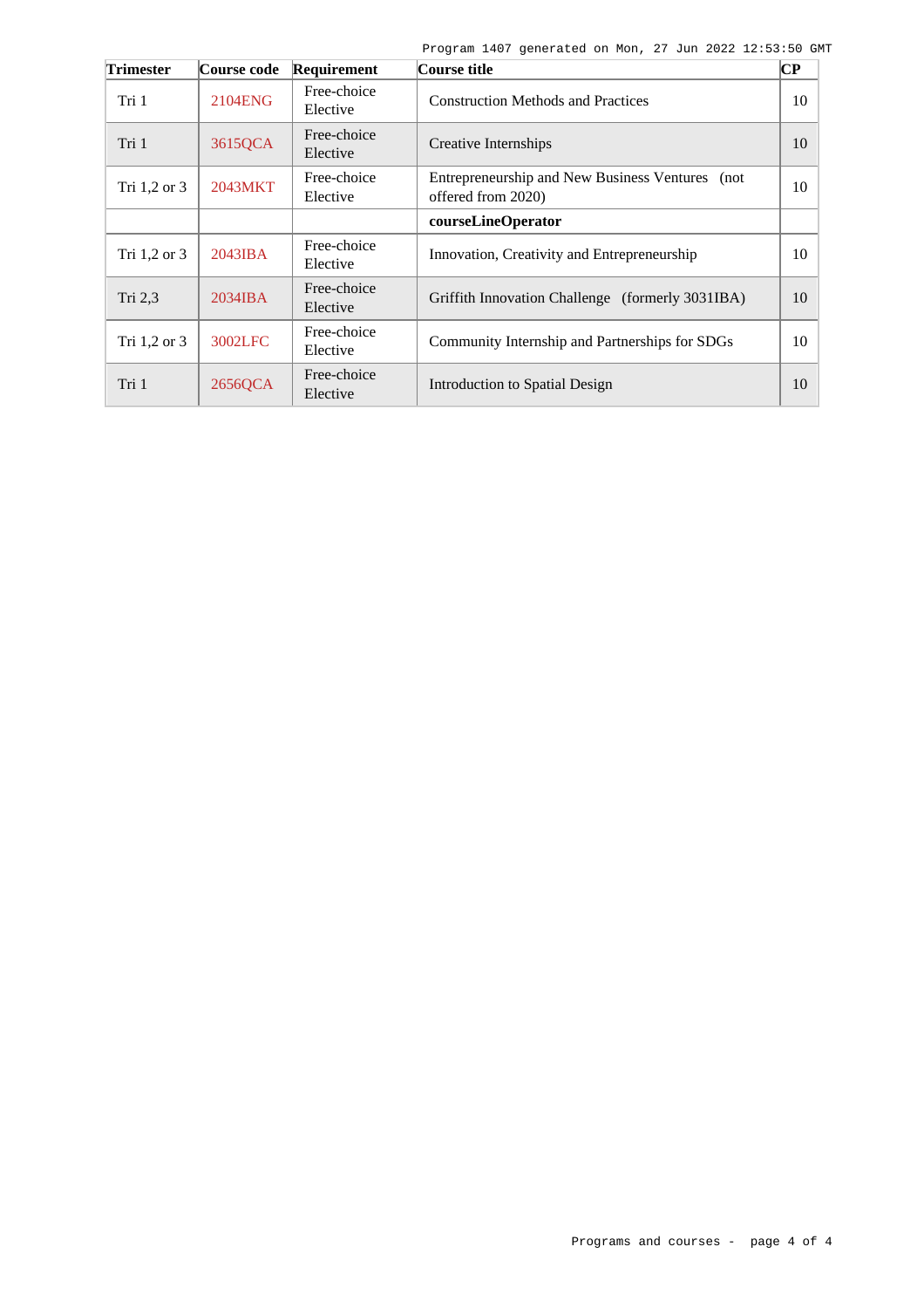| Trimester | Course code | Requirement | Course title | CP |
|---|---|---|---|---|
| Tri 1 | 2104ENG | Free-choice Elective | Construction Methods and Practices | 10 |
| Tri 1 | 3615QCA | Free-choice Elective | Creative Internships | 10 |
| Tri 1,2 or 3 | 2043MKT | Free-choice Elective | Entrepreneurship and New Business Ventures (not offered from 2020) | 10 |
| | | | **courseLineOperator** | |
| Tri 1,2 or 3 | 2043IBA | Free-choice Elective | Innovation, Creativity and Entrepreneurship | 10 |
| Tri 2,3 | 2034IBA | Free-choice Elective | Griffith Innovation Challenge (formerly 3031IBA) | 10 |
| Tri 1,2 or 3 | 3002LFC | Free-choice Elective | Community Internship and Partnerships for SDGs | 10 |
| Tri 1 | 2656QCA | Free-choice Elective | Introduction to Spatial Design | 10 |